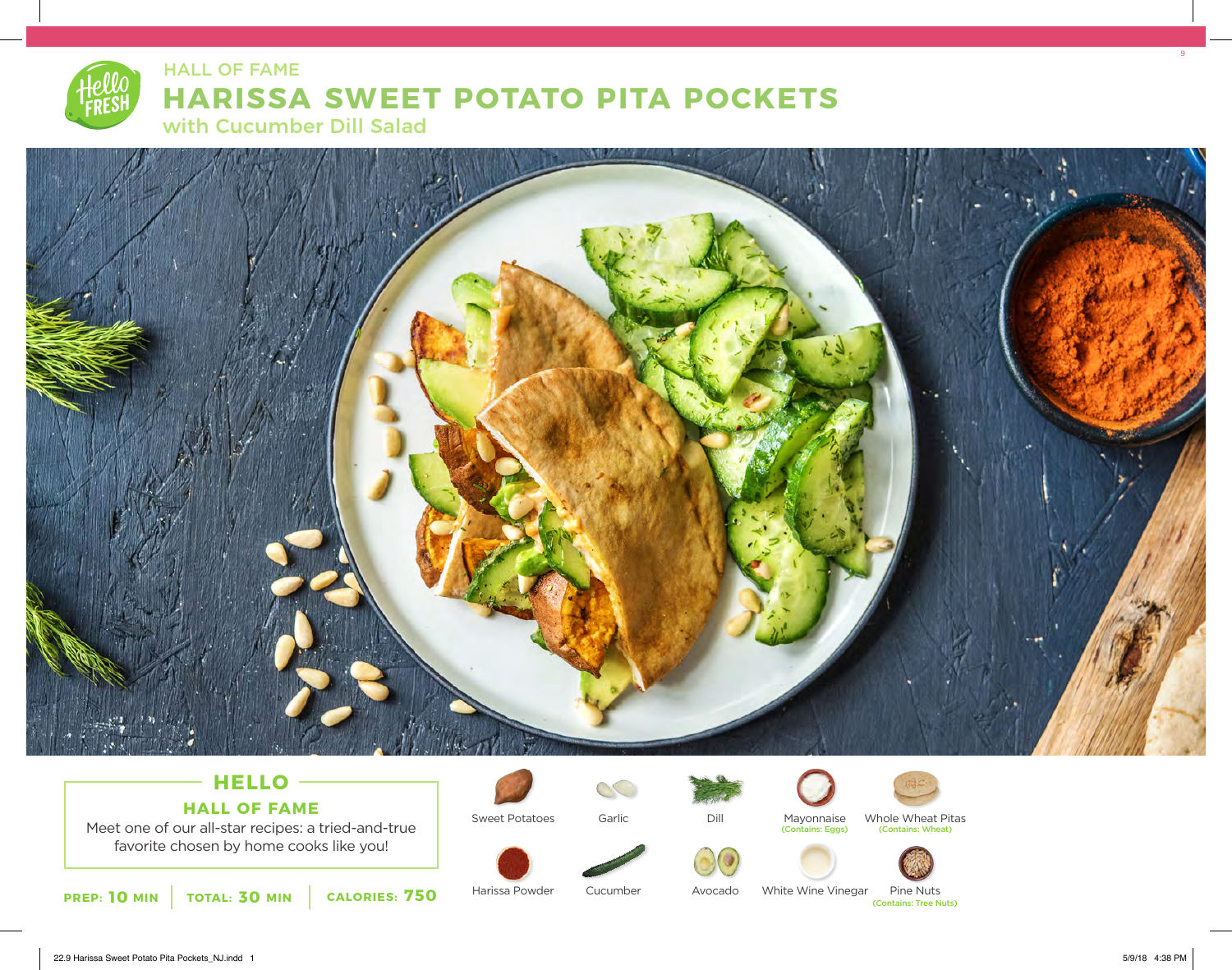HALL OF FAME

# HARISSA SWEET POTATO PITA POCKETS

## with Cucumber Dill Salad

### HELLO

### HALL OF FAME

Meet one of our all-star recipes: a tried-and-true favorite chosen by home cooks like you!

**PREP: 10 MIN** | **TOTAL: 30 MIN** | **CALORIES: 750**

- Sweet Potatoes
- Garlic
- Dill
- Mayonnaise (Contains: Eggs)
- Whole Wheat Pitas (Contains: Wheat)
- Harissa Powder
- Cucumber
- Avocado
- White Wine Vinegar
- Pine Nuts (Contains: Tree Nuts)

22.9 Harissa Sweet Potato Pita Pockets_NJ.indd 1 5/9/18 4:38 PM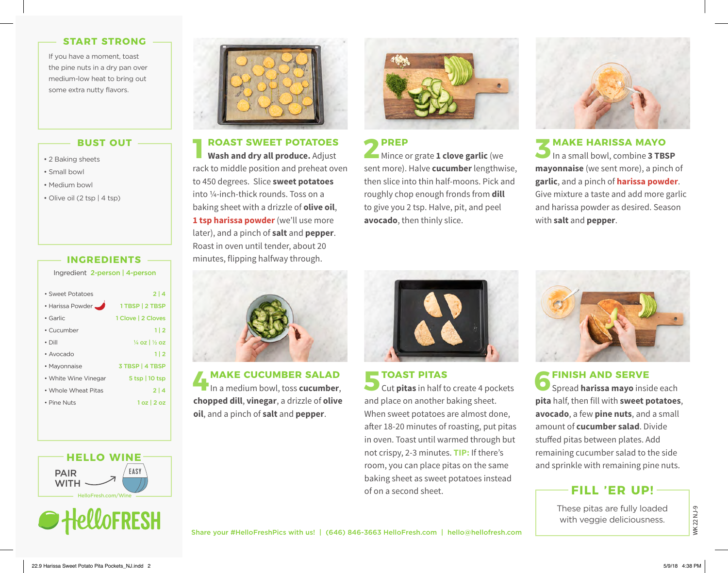## START STRONG

If you have a moment, toast the pine nuts in a dry pan over medium-low heat to bring out some extra nutty flavors.

## BUST OUT

- 2 Baking sheets
- Small bowl
- Medium bowl
- Olive oil (2 tsp | 4 tsp)

## INGREDIENTS

| Ingredient | 2-person \| 4-person |
|---|---|
| Sweet Potatoes | 2 \| 4 |
| Harissa Powder | 1 TBSP \| 2 TBSP |
| Garlic | 1 Clove \| 2 Cloves |
| Cucumber | 1 \| 2 |
| Dill | ¼ oz \| ½ oz |
| Avocado | 1 \| 2 |
| Mayonnaise | 3 TBSP \| 4 TBSP |
| White Wine Vinegar | 5 tsp \| 10 tsp |
| Whole Wheat Pitas | 2 \| 4 |
| Pine Nuts | 1 oz \| 2 oz |

## HELLO WINE

PAIR WITH EASY

HelloFresh.com/Wine

HelloFRESH

## 1 ROAST SWEET POTATOES

**Wash and dry all produce.** Adjust rack to middle position and preheat oven to 450 degrees. Slice **sweet potatoes** into ¼-inch-thick rounds. Toss on a baking sheet with a drizzle of **olive oil**, **1 tsp harissa powder** (we'll use more later), and a pinch of **salt** and **pepper**. Roast in oven until tender, about 20 minutes, flipping halfway through.

## 2 PREP

Mince or grate **1 clove garlic** (we sent more). Halve **cucumber** lengthwise, then slice into thin half-moons. Pick and roughly chop enough fronds from **dill** to give you 2 tsp. Halve, pit, and peel **avocado**, then thinly slice.

## 3 MAKE HARISSA MAYO

In a small bowl, combine **3 TBSP mayonnaise** (we sent more), a pinch of **garlic**, and a pinch of **harissa powder**. Give mixture a taste and add more garlic and harissa powder as desired. Season with **salt** and **pepper**.

## 4 MAKE CUCUMBER SALAD

In a medium bowl, toss **cucumber**, **chopped dill**, **vinegar**, a drizzle of **olive oil**, and a pinch of **salt** and **pepper**.

## 5 TOAST PITAS

Cut **pitas** in half to create 4 pockets and place on another baking sheet. When sweet potatoes are almost done, after 18-20 minutes of roasting, put pitas in oven. Toast until warmed through but not crispy, 2-3 minutes. **TIP:** If there's room, you can place pitas on the same baking sheet as sweet potatoes instead of on a second sheet.

## 6 FINISH AND SERVE

Spread **harissa mayo** inside each **pita** half, then fill with **sweet potatoes**, **avocado**, a few **pine nuts**, and a small amount of **cucumber salad**. Divide stuffed pitas between plates. Add remaining cucumber salad to the side and sprinkle with remaining pine nuts.

## FILL 'ER UP!

These pitas are fully loaded with veggie deliciousness.

Share your #HelloFreshPics with us! | (646) 846-3663 HelloFresh.com | hello@hellofresh.com

WK 22 NJ-9